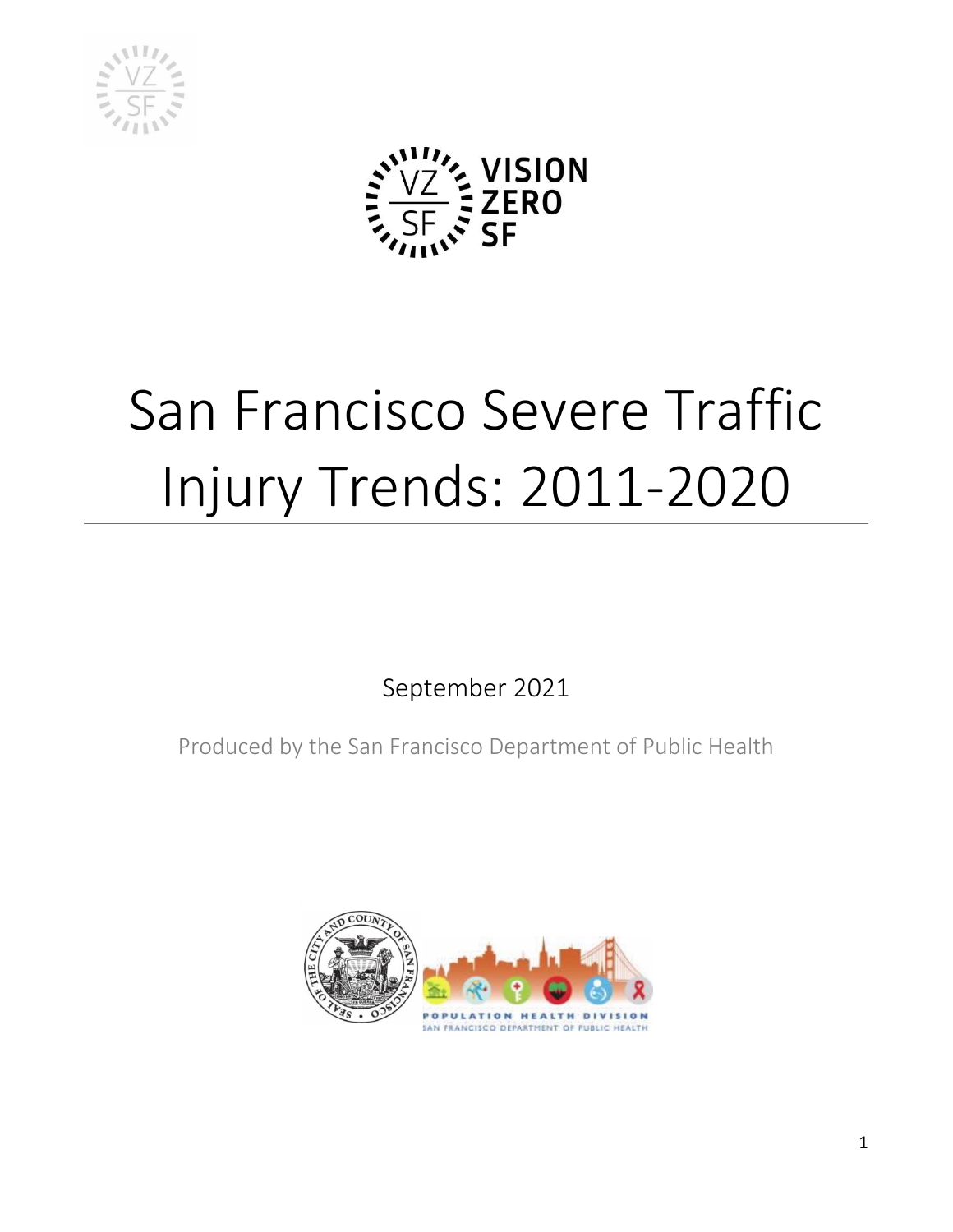# San Francisco Severe Traffic Injury Trends: 2011-2020

September 2021

Produced by the San Francisco Department of Public Health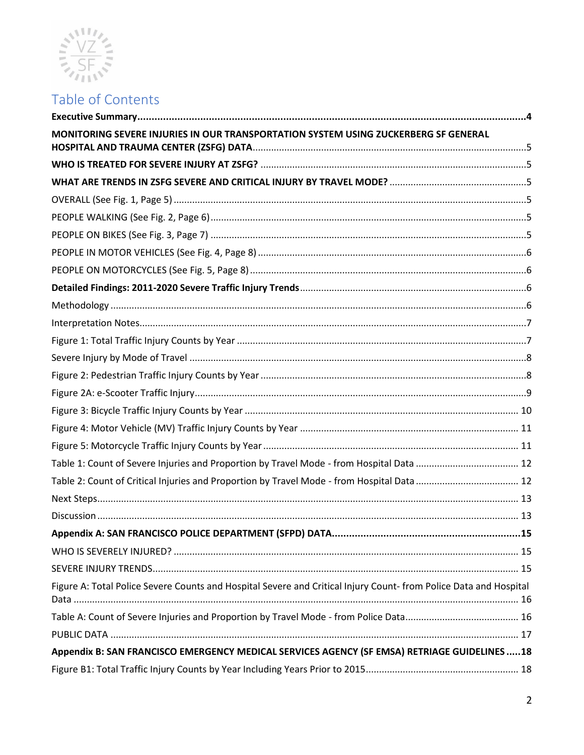# Table of Contents

**Executive Summary** ....................................................................................................................................... **4**

**MONITORING SEVERE INJURIES IN OUR TRANSPORTATION SYSTEM USING ZUCKERBERG SF GENERAL HOSPITAL AND TRAUMA CENTER (ZSFG) DATA** ...................................................................................... **5**

**WHO IS TREATED FOR SEVERE INJURY AT ZSFG?** ......................................................................................... **5**

**WHAT ARE TRENDS IN ZSFG SEVERE AND CRITICAL INJURY BY TRAVEL MODE?** ................................................. **5**

OVERALL (See Fig. 1, Page 5) ............................................................................................................................ 5

PEOPLE WALKING (See Fig. 2, Page 6) ............................................................................................................... 5

PEOPLE ON BIKES (See Fig. 3, Page 7) ............................................................................................................... 5

PEOPLE IN MOTOR VEHICLES (See Fig. 4, Page 8) ............................................................................................. 6

PEOPLE ON MOTORCYCLES (See Fig. 5, Page 8) ................................................................................................ 6

**Detailed Findings: 2011-2020 Severe Traffic Injury Trends** ............................................................................. **6**

Methodology ........................................................................................................................................................ 6

Interpretation Notes ............................................................................................................................................. 7

Figure 1: Total Traffic Injury Counts by Year ......................................................................................................... 7

Severe Injury by Mode of Travel ............................................................................................................................ 8

Figure 2: Pedestrian Traffic Injury Counts by Year ................................................................................................ 8

Figure 2A: e-Scooter Traffic Injury ......................................................................................................................... 9

Figure 3: Bicycle Traffic Injury Counts by Year .................................................................................................... 10

Figure 4: Motor Vehicle (MV) Traffic Injury Counts by Year ................................................................................ 11

Figure 5: Motorcycle Traffic Injury Counts by Year .............................................................................................. 11

Table 1: Count of Severe Injuries and Proportion by Travel Mode - from Hospital Data ..................................... 12

Table 2: Count of Critical Injuries and Proportion by Travel Mode - from Hospital Data .................................... 12

Next Steps ............................................................................................................................................................ 13

Discussion ............................................................................................................................................................ 13

**Appendix A: SAN FRANCISCO POLICE DEPARTMENT (SFPD) DATA** ............................................................... **15**

WHO IS SEVERELY INJURED? ............................................................................................................................ 15

SEVERE INJURY TRENDS ..................................................................................................................................... 15

Figure A: Total Police Severe Counts and Hospital Severe and Critical Injury Count- from Police Data and Hospital Data .............................................................................................................................................................. 16

Table A: Count of Severe Injuries and Proportion by Travel Mode - from Police Data ........................................ 16

PUBLIC DATA ....................................................................................................................................................... 17

**Appendix B: SAN FRANCISCO EMERGENCY MEDICAL SERVICES AGENCY (SF EMSA) RETRIAGE GUIDELINES** ..... **18**

Figure B1: Total Traffic Injury Counts by Year Including Years Prior to 2015 ....................................................... 18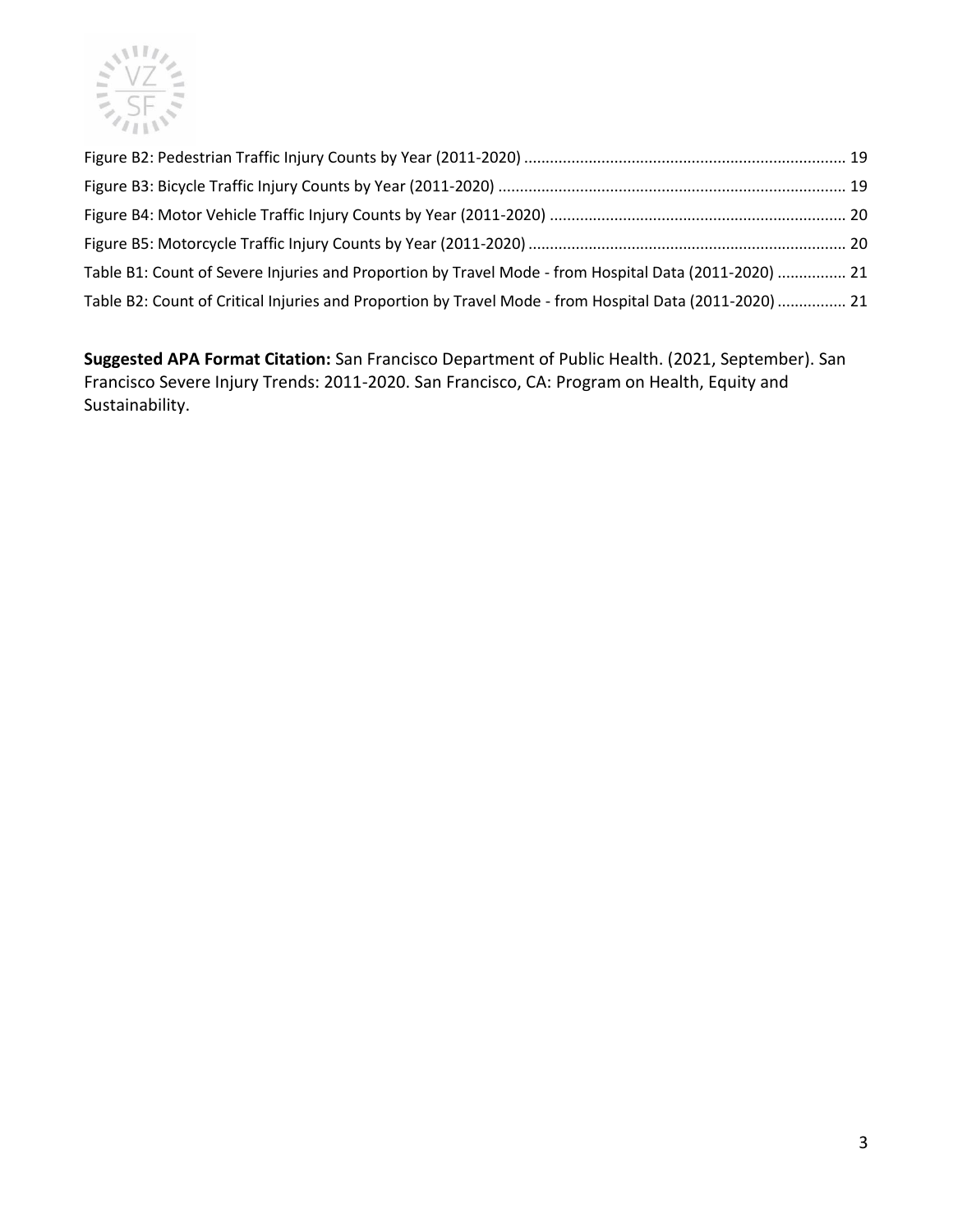Figure B2: Pedestrian Traffic Injury Counts by Year (2011-2020) .......... 19

Figure B3: Bicycle Traffic Injury Counts by Year (2011-2020) .......... 19

Figure B4: Motor Vehicle Traffic Injury Counts by Year (2011-2020) .......... 20

Figure B5: Motorcycle Traffic Injury Counts by Year (2011-2020) .......... 20

Table B1: Count of Severe Injuries and Proportion by Travel Mode - from Hospital Data (2011-2020) .......... 21

Table B2: Count of Critical Injuries and Proportion by Travel Mode - from Hospital Data (2011-2020) .......... 21

**Suggested APA Format Citation:** San Francisco Department of Public Health. (2021, September). San Francisco Severe Injury Trends: 2011-2020. San Francisco, CA: Program on Health, Equity and Sustainability.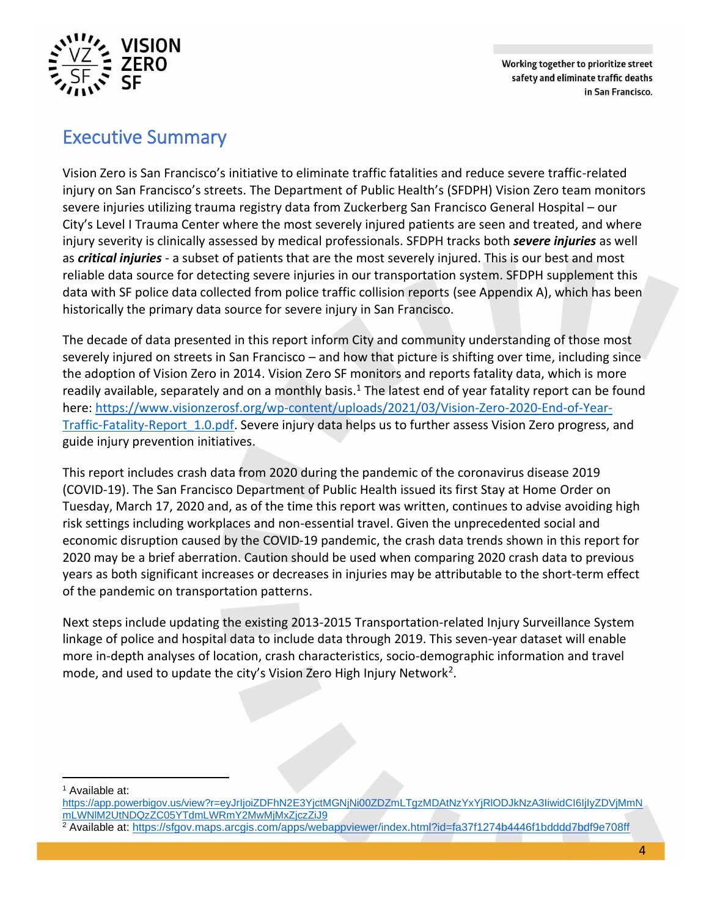# Executive Summary

Vision Zero is San Francisco's initiative to eliminate traffic fatalities and reduce severe traffic-related injury on San Francisco's streets. The Department of Public Health's (SFDPH) Vision Zero team monitors severe injuries utilizing trauma registry data from Zuckerberg San Francisco General Hospital – our City's Level I Trauma Center where the most severely injured patients are seen and treated, and where injury severity is clinically assessed by medical professionals. SFDPH tracks both ***severe injuries*** as well as ***critical injuries*** - a subset of patients that are the most severely injured. This is our best and most reliable data source for detecting severe injuries in our transportation system. SFDPH supplement this data with SF police data collected from police traffic collision reports (see Appendix A), which has been historically the primary data source for severe injury in San Francisco.

The decade of data presented in this report inform City and community understanding of those most severely injured on streets in San Francisco – and how that picture is shifting over time, including since the adoption of Vision Zero in 2014. Vision Zero SF monitors and reports fatality data, which is more readily available, separately and on a monthly basis.[1] The latest end of year fatality report can be found here: https://www.visionzerosf.org/wp-content/uploads/2021/03/Vision-Zero-2020-End-of-Year-Traffic-Fatality-Report_1.0.pdf. Severe injury data helps us to further assess Vision Zero progress, and guide injury prevention initiatives.

This report includes crash data from 2020 during the pandemic of the coronavirus disease 2019 (COVID-19). The San Francisco Department of Public Health issued its first Stay at Home Order on Tuesday, March 17, 2020 and, as of the time this report was written, continues to advise avoiding high risk settings including workplaces and non-essential travel. Given the unprecedented social and economic disruption caused by the COVID-19 pandemic, the crash data trends shown in this report for 2020 may be a brief aberration. Caution should be used when comparing 2020 crash data to previous years as both significant increases or decreases in injuries may be attributable to the short-term effect of the pandemic on transportation patterns.

Next steps include updating the existing 2013-2015 Transportation-related Injury Surveillance System linkage of police and hospital data to include data through 2019. This seven-year dataset will enable more in-depth analyses of location, crash characteristics, socio-demographic information and travel mode, and used to update the city's Vision Zero High Injury Network[2].

---

[1] Available at: https://app.powerbigov.us/view?r=eyJrIjoiZDFhN2E3YjctMGNjNi00ZDZmLTgzMDAtNzYxYjRlODJkNzA3IiwidCI6IjIyZDVjMmNmLWNlM2UtNDQzZC05YTdmLWRmY2MwMjMxZjczZiJ9

[2] Available at: https://sfgov.maps.arcgis.com/apps/webappviewer/index.html?id=fa37f1274b4446f1bdddd7bdf9e708ff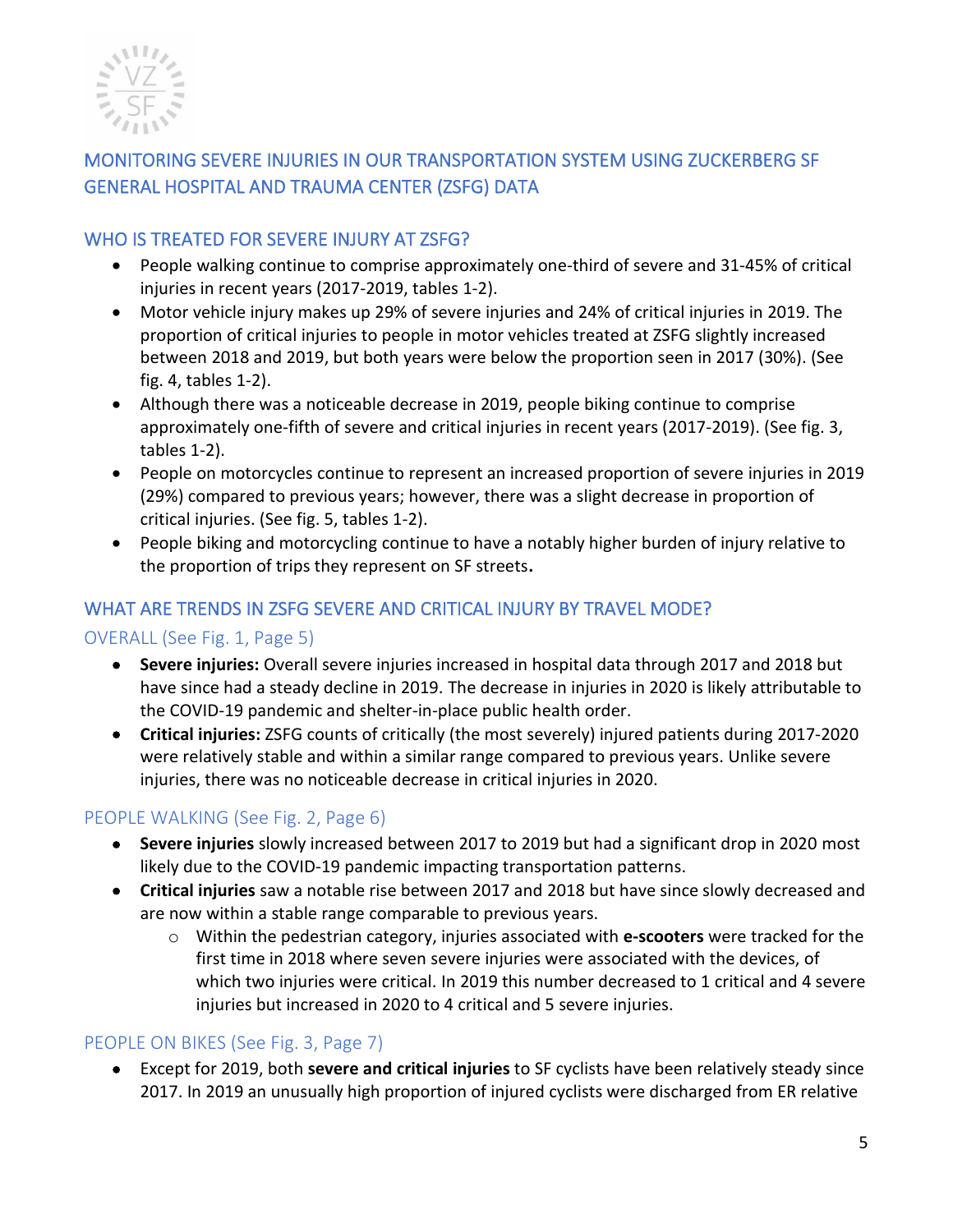## MONITORING SEVERE INJURIES IN OUR TRANSPORTATION SYSTEM USING ZUCKERBERG SF GENERAL HOSPITAL AND TRAUMA CENTER (ZSFG) DATA

### WHO IS TREATED FOR SEVERE INJURY AT ZSFG?

- People walking continue to comprise approximately one-third of severe and 31-45% of critical injuries in recent years (2017-2019, tables 1-2).
- Motor vehicle injury makes up 29% of severe injuries and 24% of critical injuries in 2019. The proportion of critical injuries to people in motor vehicles treated at ZSFG slightly increased between 2018 and 2019, but both years were below the proportion seen in 2017 (30%). (See fig. 4, tables 1-2).
- Although there was a noticeable decrease in 2019, people biking continue to comprise approximately one-fifth of severe and critical injuries in recent years (2017-2019). (See fig. 3, tables 1-2).
- People on motorcycles continue to represent an increased proportion of severe injuries in 2019 (29%) compared to previous years; however, there was a slight decrease in proportion of critical injuries. (See fig. 5, tables 1-2).
- People biking and motorcycling continue to have a notably higher burden of injury relative to the proportion of trips they represent on SF streets**.**

### WHAT ARE TRENDS IN ZSFG SEVERE AND CRITICAL INJURY BY TRAVEL MODE?

#### OVERALL (See Fig. 1, Page 5)

- **Severe injuries:** Overall severe injuries increased in hospital data through 2017 and 2018 but have since had a steady decline in 2019. The decrease in injuries in 2020 is likely attributable to the COVID-19 pandemic and shelter-in-place public health order.
- **Critical injuries:** ZSFG counts of critically (the most severely) injured patients during 2017-2020 were relatively stable and within a similar range compared to previous years. Unlike severe injuries, there was no noticeable decrease in critical injuries in 2020.

#### PEOPLE WALKING (See Fig. 2, Page 6)

- **Severe injuries** slowly increased between 2017 to 2019 but had a significant drop in 2020 most likely due to the COVID-19 pandemic impacting transportation patterns.
- **Critical injuries** saw a notable rise between 2017 and 2018 but have since slowly decreased and are now within a stable range comparable to previous years.
  - Within the pedestrian category, injuries associated with **e-scooters** were tracked for the first time in 2018 where seven severe injuries were associated with the devices, of which two injuries were critical. In 2019 this number decreased to 1 critical and 4 severe injuries but increased in 2020 to 4 critical and 5 severe injuries.

#### PEOPLE ON BIKES (See Fig. 3, Page 7)

- Except for 2019, both **severe and critical injuries** to SF cyclists have been relatively steady since 2017. In 2019 an unusually high proportion of injured cyclists were discharged from ER relative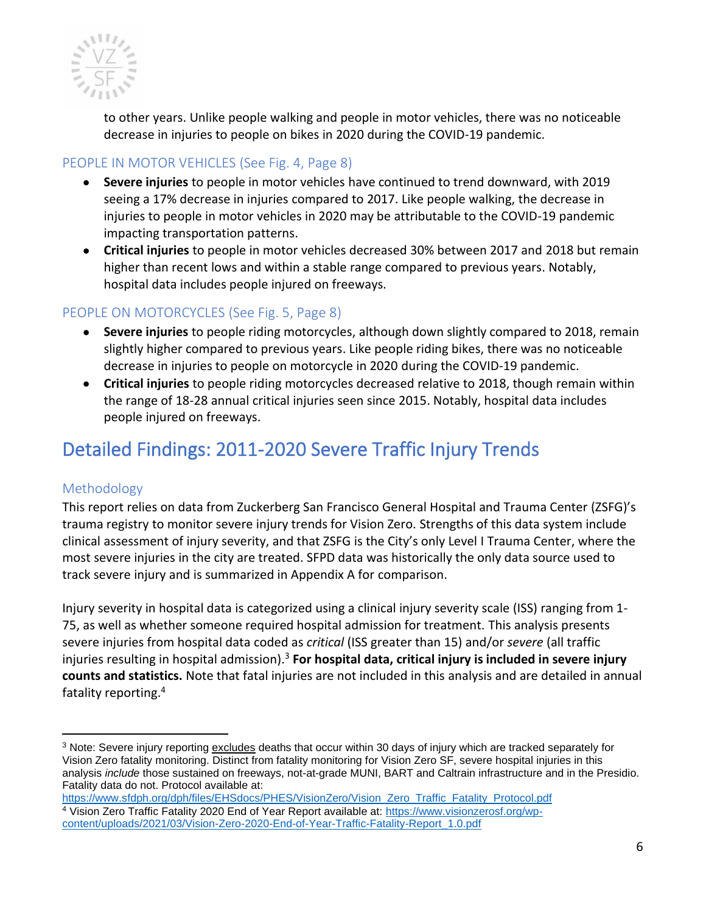to other years. Unlike people walking and people in motor vehicles, there was no noticeable decrease in injuries to people on bikes in 2020 during the COVID-19 pandemic.

### PEOPLE IN MOTOR VEHICLES (See Fig. 4, Page 8)

- **Severe injuries** to people in motor vehicles have continued to trend downward, with 2019 seeing a 17% decrease in injuries compared to 2017. Like people walking, the decrease in injuries to people in motor vehicles in 2020 may be attributable to the COVID-19 pandemic impacting transportation patterns.
- **Critical injuries** to people in motor vehicles decreased 30% between 2017 and 2018 but remain higher than recent lows and within a stable range compared to previous years. Notably, hospital data includes people injured on freeways.

### PEOPLE ON MOTORCYCLES (See Fig. 5, Page 8)

- **Severe injuries** to people riding motorcycles, although down slightly compared to 2018, remain slightly higher compared to previous years. Like people riding bikes, there was no noticeable decrease in injuries to people on motorcycle in 2020 during the COVID-19 pandemic.
- **Critical injuries** to people riding motorcycles decreased relative to 2018, though remain within the range of 18-28 annual critical injuries seen since 2015. Notably, hospital data includes people injured on freeways.

# Detailed Findings: 2011-2020 Severe Traffic Injury Trends

## Methodology

This report relies on data from Zuckerberg San Francisco General Hospital and Trauma Center (ZSFG)'s trauma registry to monitor severe injury trends for Vision Zero. Strengths of this data system include clinical assessment of injury severity, and that ZSFG is the City's only Level I Trauma Center, where the most severe injuries in the city are treated. SFPD data was historically the only data source used to track severe injury and is summarized in Appendix A for comparison.

Injury severity in hospital data is categorized using a clinical injury severity scale (ISS) ranging from 1-75, as well as whether someone required hospital admission for treatment. This analysis presents severe injuries from hospital data coded as *critical* (ISS greater than 15) and/or *severe* (all traffic injuries resulting in hospital admission).[3] **For hospital data, critical injury is included in severe injury counts and statistics.** Note that fatal injuries are not included in this analysis and are detailed in annual fatality reporting.[4]

---

[3] Note: Severe injury reporting excludes deaths that occur within 30 days of injury which are tracked separately for Vision Zero fatality monitoring. Distinct from fatality monitoring for Vision Zero SF, severe hospital injuries in this analysis *include* those sustained on freeways, not-at-grade MUNI, BART and Caltrain infrastructure and in the Presidio. Fatality data do not. Protocol available at: https://www.sfdph.org/dph/files/EHSdocs/PHES/VisionZero/Vision_Zero_Traffic_Fatality_Protocol.pdf

[4] Vision Zero Traffic Fatality 2020 End of Year Report available at: https://www.visionzerosf.org/wp-content/uploads/2021/03/Vision-Zero-2020-End-of-Year-Traffic-Fatality-Report_1.0.pdf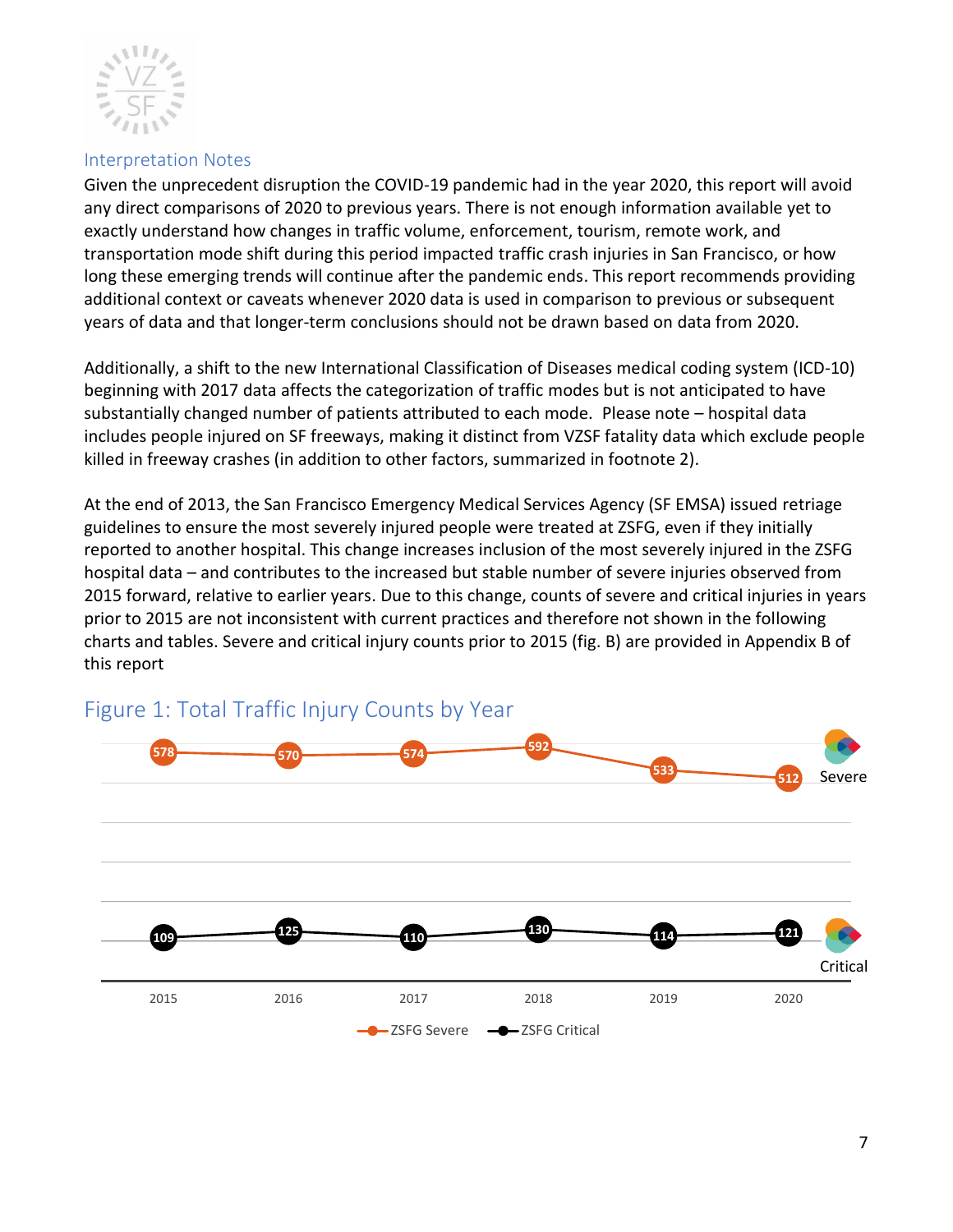## Interpretation Notes

Given the unprecedent disruption the COVID-19 pandemic had in the year 2020, this report will avoid any direct comparisons of 2020 to previous years. There is not enough information available yet to exactly understand how changes in traffic volume, enforcement, tourism, remote work, and transportation mode shift during this period impacted traffic crash injuries in San Francisco, or how long these emerging trends will continue after the pandemic ends. This report recommends providing additional context or caveats whenever 2020 data is used in comparison to previous or subsequent years of data and that longer-term conclusions should not be drawn based on data from 2020.

Additionally, a shift to the new International Classification of Diseases medical coding system (ICD-10) beginning with 2017 data affects the categorization of traffic modes but is not anticipated to have substantially changed number of patients attributed to each mode. Please note – hospital data includes people injured on SF freeways, making it distinct from VZSF fatality data which exclude people killed in freeway crashes (in addition to other factors, summarized in footnote 2).

At the end of 2013, the San Francisco Emergency Medical Services Agency (SF EMSA) issued retriage guidelines to ensure the most severely injured people were treated at ZSFG, even if they initially reported to another hospital. This change increases inclusion of the most severely injured in the ZSFG hospital data – and contributes to the increased but stable number of severe injuries observed from 2015 forward, relative to earlier years. Due to this change, counts of severe and critical injuries in years prior to 2015 are not inconsistent with current practices and therefore not shown in the following charts and tables. Severe and critical injury counts prior to 2015 (fig. B) are provided in Appendix B of this report

## Figure 1: Total Traffic Injury Counts by Year

| | 2015 | 2016 | 2017 | 2018 | 2019 | 2020 |
|---|---|---|---|---|---|---|
| ZSFG Severe | 578 | 570 | 574 | 592 | 533 | 512 |
| ZSFG Critical | 109 | 125 | 110 | 130 | 114 | 121 |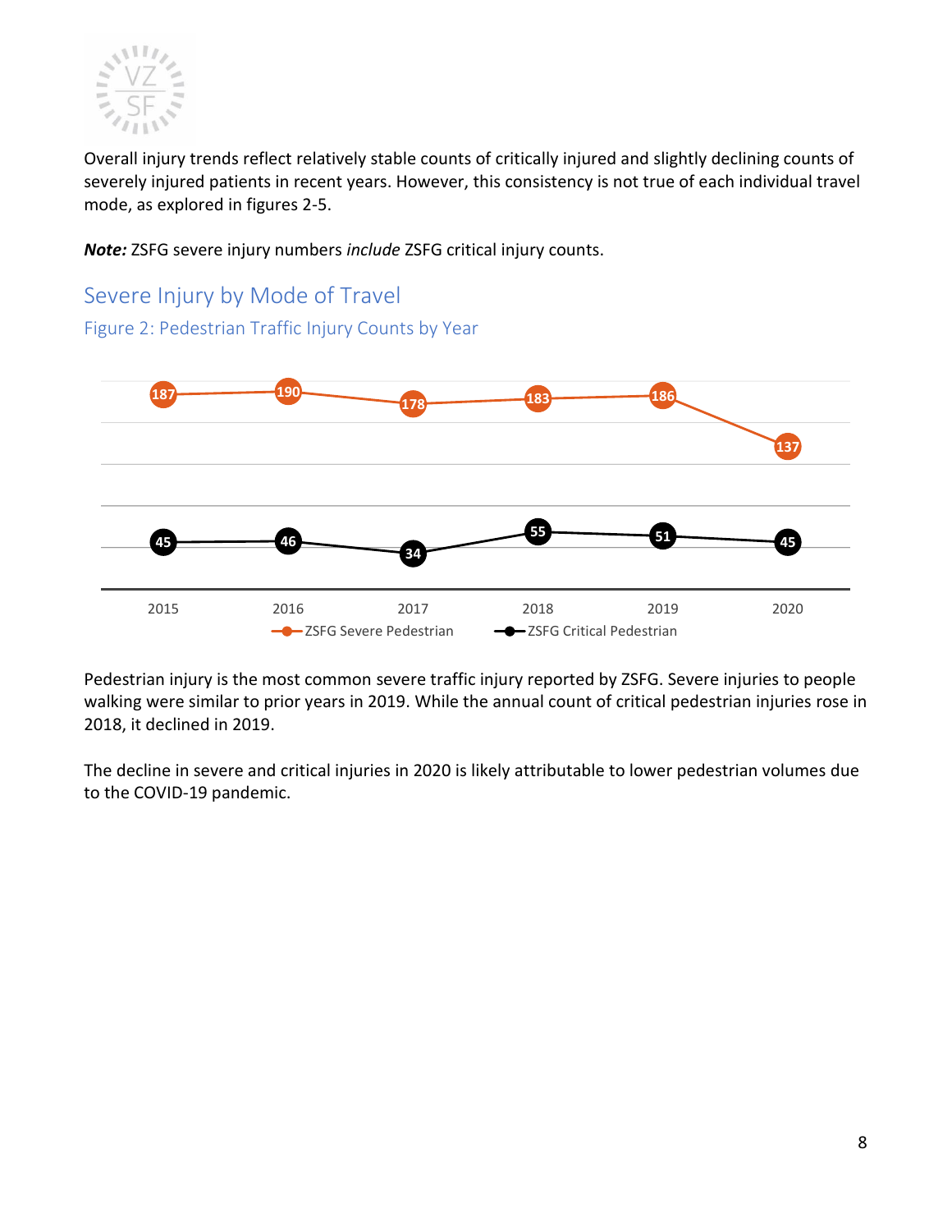Overall injury trends reflect relatively stable counts of critically injured and slightly declining counts of severely injured patients in recent years. However, this consistency is not true of each individual travel mode, as explored in figures 2-5.

***Note:*** ZSFG severe injury numbers *include* ZSFG critical injury counts.

## Severe Injury by Mode of Travel

### Figure 2: Pedestrian Traffic Injury Counts by Year

| Year | ZSFG Severe Pedestrian | ZSFG Critical Pedestrian |
| --- | --- | --- |
| 2015 | 187 | 45 |
| 2016 | 190 | 46 |
| 2017 | 178 | 34 |
| 2018 | 183 | 55 |
| 2019 | 186 | 51 |
| 2020 | 137 | 45 |

Pedestrian injury is the most common severe traffic injury reported by ZSFG. Severe injuries to people walking were similar to prior years in 2019. While the annual count of critical pedestrian injuries rose in 2018, it declined in 2019.

The decline in severe and critical injuries in 2020 is likely attributable to lower pedestrian volumes due to the COVID-19 pandemic.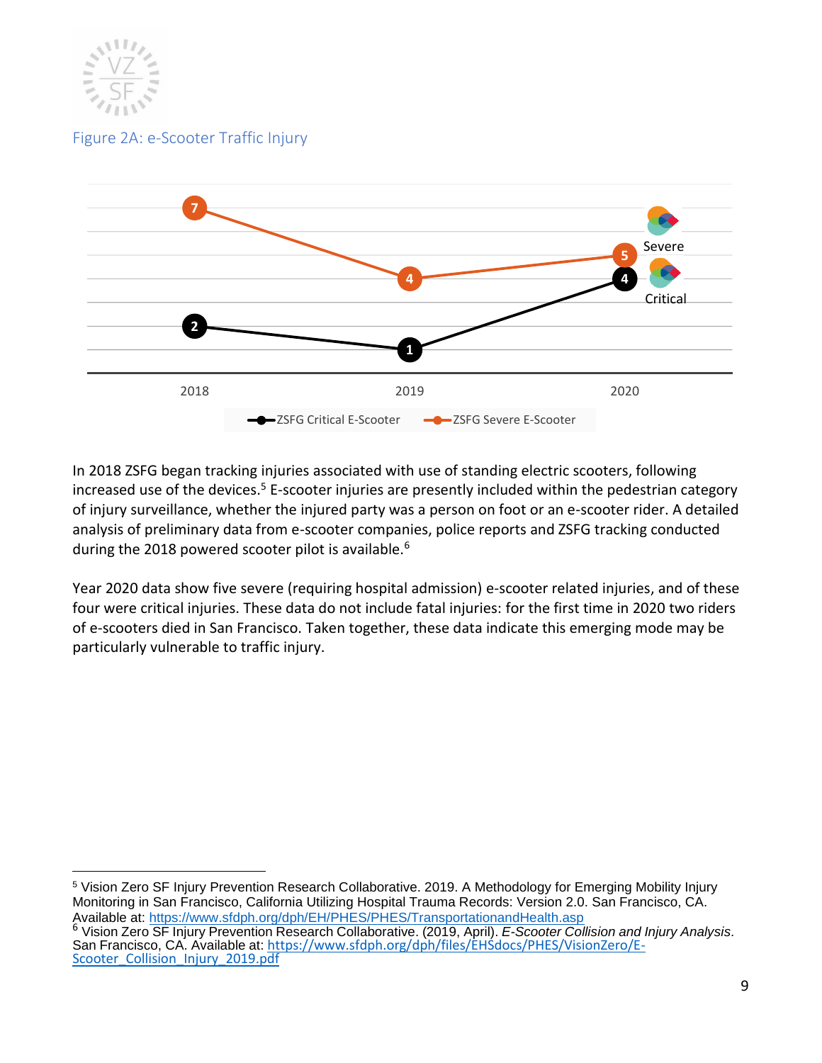Figure 2A: e-Scooter Traffic Injury

| | 2018 | 2019 | 2020 |
|---|---|---|---|
| ZSFG Critical E-Scooter | 2 | 1 | 4 |
| ZSFG Severe E-Scooter | 7 | 4 | 5 |

In 2018 ZSFG began tracking injuries associated with use of standing electric scooters, following increased use of the devices.[5] E-scooter injuries are presently included within the pedestrian category of injury surveillance, whether the injured party was a person on foot or an e-scooter rider. A detailed analysis of preliminary data from e-scooter companies, police reports and ZSFG tracking conducted during the 2018 powered scooter pilot is available.[6]

Year 2020 data show five severe (requiring hospital admission) e-scooter related injuries, and of these four were critical injuries. These data do not include fatal injuries: for the first time in 2020 two riders of e-scooters died in San Francisco. Taken together, these data indicate this emerging mode may be particularly vulnerable to traffic injury.

---

[5] Vision Zero SF Injury Prevention Research Collaborative. 2019. A Methodology for Emerging Mobility Injury Monitoring in San Francisco, California Utilizing Hospital Trauma Records: Version 2.0. San Francisco, CA. Available at: https://www.sfdph.org/dph/EH/PHES/PHES/TransportationandHealth.asp

[6] Vision Zero SF Injury Prevention Research Collaborative. (2019, April). *E-Scooter Collision and Injury Analysis*. San Francisco, CA. Available at: https://www.sfdph.org/dph/files/EHSdocs/PHES/VisionZero/E-Scooter_Collision_Injury_2019.pdf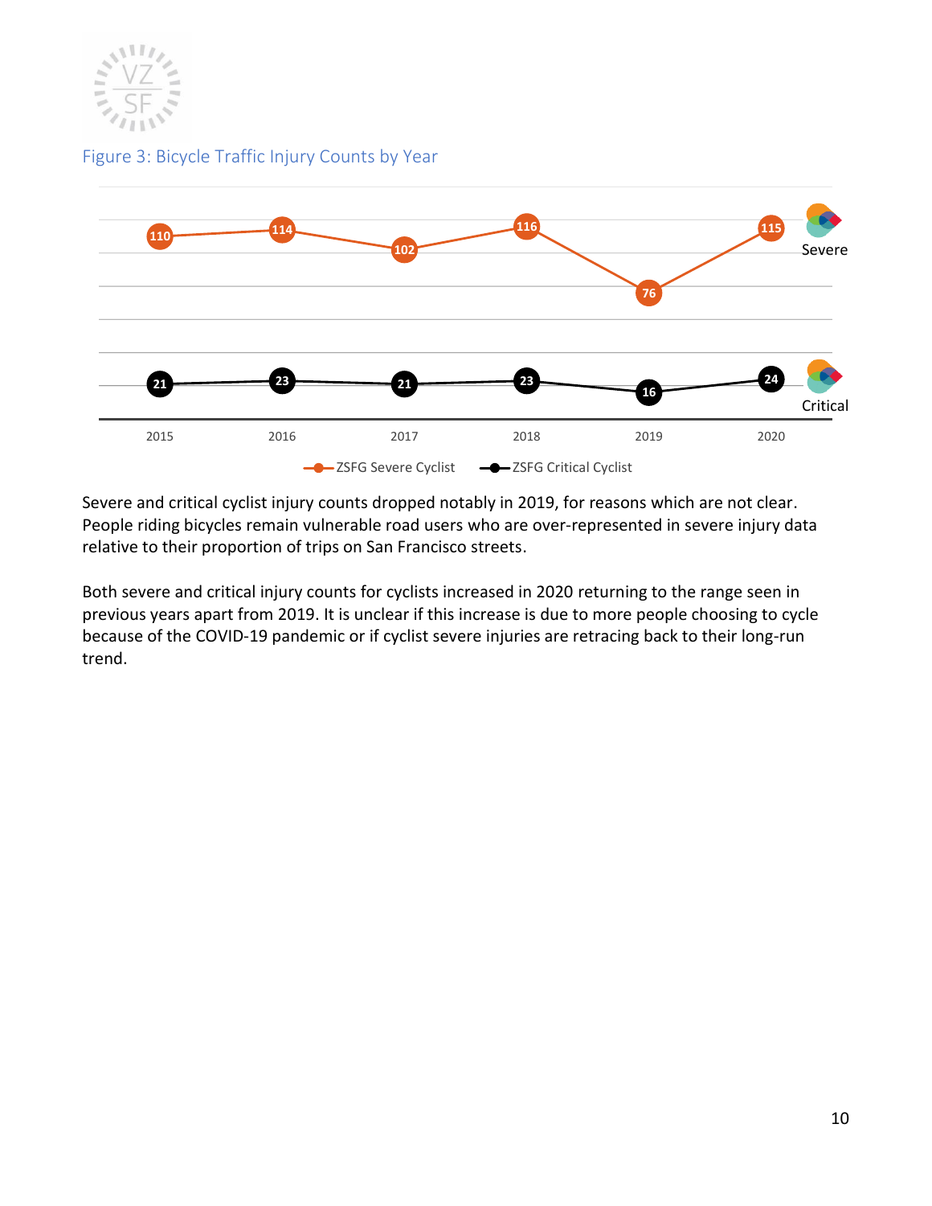Figure 3: Bicycle Traffic Injury Counts by Year

| Year | ZSFG Severe Cyclist | ZSFG Critical Cyclist |
| --- | --- | --- |
| 2015 | 110 | 21 |
| 2016 | 114 | 23 |
| 2017 | 102 | 21 |
| 2018 | 116 | 23 |
| 2019 | 76 | 16 |
| 2020 | 115 | 24 |

Severe and critical cyclist injury counts dropped notably in 2019, for reasons which are not clear. People riding bicycles remain vulnerable road users who are over-represented in severe injury data relative to their proportion of trips on San Francisco streets.

Both severe and critical injury counts for cyclists increased in 2020 returning to the range seen in previous years apart from 2019. It is unclear if this increase is due to more people choosing to cycle because of the COVID-19 pandemic or if cyclist severe injuries are retracing back to their long-run trend.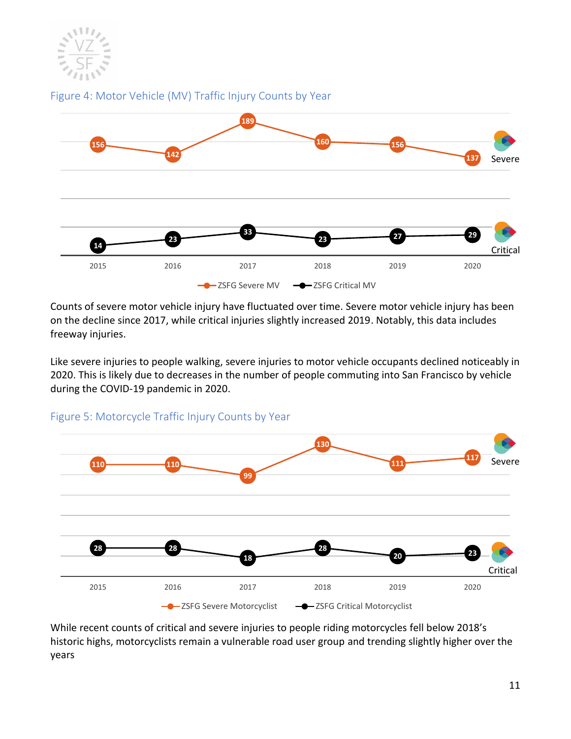Figure 4: Motor Vehicle (MV) Traffic Injury Counts by Year

| Year | ZSFG Severe MV | ZSFG Critical MV |
|---|---|---|
| 2015 | 156 | 14 |
| 2016 | 142 | 23 |
| 2017 | 189 | 33 |
| 2018 | 160 | 23 |
| 2019 | 156 | 27 |
| 2020 | 137 | 29 |

Counts of severe motor vehicle injury have fluctuated over time. Severe motor vehicle injury has been on the decline since 2017, while critical injuries slightly increased 2019. Notably, this data includes freeway injuries.

Like severe injuries to people walking, severe injuries to motor vehicle occupants declined noticeably in 2020. This is likely due to decreases in the number of people commuting into San Francisco by vehicle during the COVID-19 pandemic in 2020.

Figure 5: Motorcycle Traffic Injury Counts by Year

| Year | ZSFG Severe Motorcyclist | ZSFG Critical Motorcyclist |
|---|---|---|
| 2015 | 110 | 28 |
| 2016 | 110 | 28 |
| 2017 | 99 | 18 |
| 2018 | 130 | 28 |
| 2019 | 111 | 20 |
| 2020 | 117 | 23 |

While recent counts of critical and severe injuries to people riding motorcycles fell below 2018's historic highs, motorcyclists remain a vulnerable road user group and trending slightly higher over the years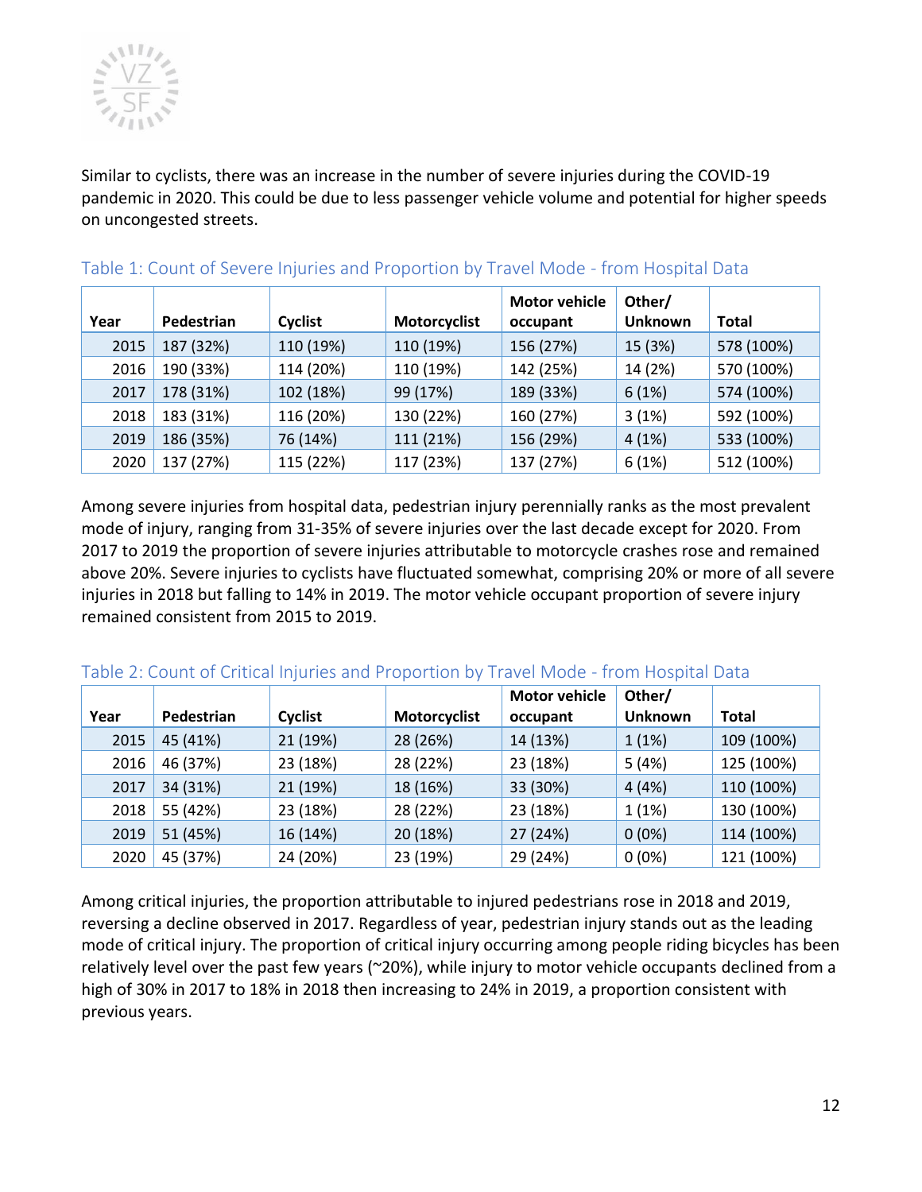Similar to cyclists, there was an increase in the number of severe injuries during the COVID-19 pandemic in 2020. This could be due to less passenger vehicle volume and potential for higher speeds on uncongested streets.

### Table 1: Count of Severe Injuries and Proportion by Travel Mode - from Hospital Data

| Year | Pedestrian | Cyclist | Motorcyclist | Motor vehicle occupant | Other/ Unknown | Total |
|---|---|---|---|---|---|---|
| 2015 | 187 (32%) | 110 (19%) | 110 (19%) | 156 (27%) | 15 (3%) | 578 (100%) |
| 2016 | 190 (33%) | 114 (20%) | 110 (19%) | 142 (25%) | 14 (2%) | 570 (100%) |
| 2017 | 178 (31%) | 102 (18%) | 99 (17%) | 189 (33%) | 6 (1%) | 574 (100%) |
| 2018 | 183 (31%) | 116 (20%) | 130 (22%) | 160 (27%) | 3 (1%) | 592 (100%) |
| 2019 | 186 (35%) | 76 (14%) | 111 (21%) | 156 (29%) | 4 (1%) | 533 (100%) |
| 2020 | 137 (27%) | 115 (22%) | 117 (23%) | 137 (27%) | 6 (1%) | 512 (100%) |

Among severe injuries from hospital data, pedestrian injury perennially ranks as the most prevalent mode of injury, ranging from 31-35% of severe injuries over the last decade except for 2020. From 2017 to 2019 the proportion of severe injuries attributable to motorcycle crashes rose and remained above 20%. Severe injuries to cyclists have fluctuated somewhat, comprising 20% or more of all severe injuries in 2018 but falling to 14% in 2019. The motor vehicle occupant proportion of severe injury remained consistent from 2015 to 2019.

### Table 2: Count of Critical Injuries and Proportion by Travel Mode - from Hospital Data

| Year | Pedestrian | Cyclist | Motorcyclist | Motor vehicle occupant | Other/ Unknown | Total |
|---|---|---|---|---|---|---|
| 2015 | 45 (41%) | 21 (19%) | 28 (26%) | 14 (13%) | 1 (1%) | 109 (100%) |
| 2016 | 46 (37%) | 23 (18%) | 28 (22%) | 23 (18%) | 5 (4%) | 125 (100%) |
| 2017 | 34 (31%) | 21 (19%) | 18 (16%) | 33 (30%) | 4 (4%) | 110 (100%) |
| 2018 | 55 (42%) | 23 (18%) | 28 (22%) | 23 (18%) | 1 (1%) | 130 (100%) |
| 2019 | 51 (45%) | 16 (14%) | 20 (18%) | 27 (24%) | 0 (0%) | 114 (100%) |
| 2020 | 45 (37%) | 24 (20%) | 23 (19%) | 29 (24%) | 0 (0%) | 121 (100%) |

Among critical injuries, the proportion attributable to injured pedestrians rose in 2018 and 2019, reversing a decline observed in 2017. Regardless of year, pedestrian injury stands out as the leading mode of critical injury. The proportion of critical injury occurring among people riding bicycles has been relatively level over the past few years (~20%), while injury to motor vehicle occupants declined from a high of 30% in 2017 to 18% in 2018 then increasing to 24% in 2019, a proportion consistent with previous years.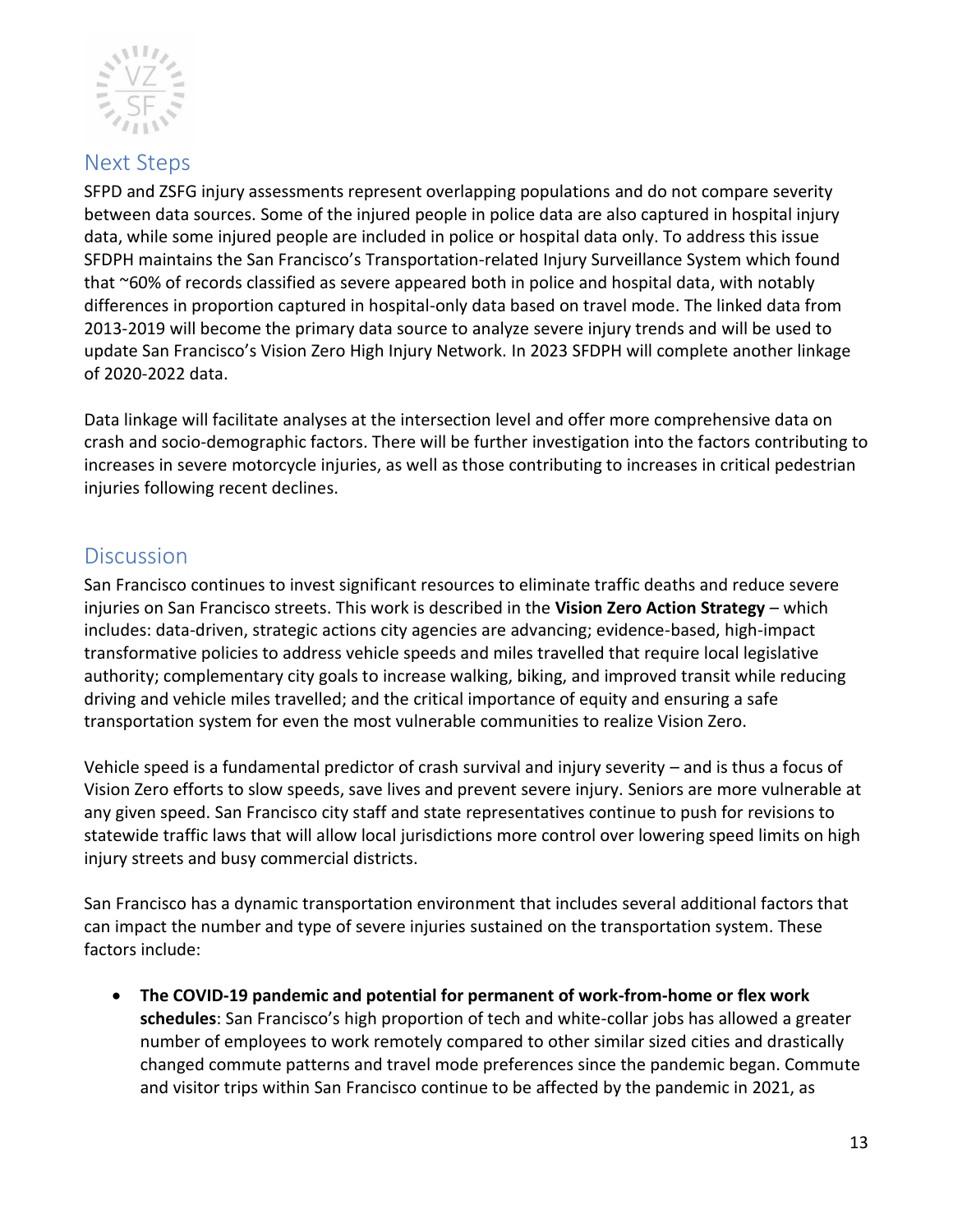## Next Steps

SFPD and ZSFG injury assessments represent overlapping populations and do not compare severity between data sources. Some of the injured people in police data are also captured in hospital injury data, while some injured people are included in police or hospital data only. To address this issue SFDPH maintains the San Francisco's Transportation-related Injury Surveillance System which found that ~60% of records classified as severe appeared both in police and hospital data, with notably differences in proportion captured in hospital-only data based on travel mode. The linked data from 2013-2019 will become the primary data source to analyze severe injury trends and will be used to update San Francisco's Vision Zero High Injury Network. In 2023 SFDPH will complete another linkage of 2020-2022 data.

Data linkage will facilitate analyses at the intersection level and offer more comprehensive data on crash and socio-demographic factors. There will be further investigation into the factors contributing to increases in severe motorcycle injuries, as well as those contributing to increases in critical pedestrian injuries following recent declines.

## Discussion

San Francisco continues to invest significant resources to eliminate traffic deaths and reduce severe injuries on San Francisco streets. This work is described in the **Vision Zero Action Strategy** – which includes: data-driven, strategic actions city agencies are advancing; evidence-based, high-impact transformative policies to address vehicle speeds and miles travelled that require local legislative authority; complementary city goals to increase walking, biking, and improved transit while reducing driving and vehicle miles travelled; and the critical importance of equity and ensuring a safe transportation system for even the most vulnerable communities to realize Vision Zero.

Vehicle speed is a fundamental predictor of crash survival and injury severity – and is thus a focus of Vision Zero efforts to slow speeds, save lives and prevent severe injury. Seniors are more vulnerable at any given speed. San Francisco city staff and state representatives continue to push for revisions to statewide traffic laws that will allow local jurisdictions more control over lowering speed limits on high injury streets and busy commercial districts.

San Francisco has a dynamic transportation environment that includes several additional factors that can impact the number and type of severe injuries sustained on the transportation system. These factors include:

- **The COVID-19 pandemic and potential for permanent of work-from-home or flex work schedules**: San Francisco's high proportion of tech and white-collar jobs has allowed a greater number of employees to work remotely compared to other similar sized cities and drastically changed commute patterns and travel mode preferences since the pandemic began. Commute and visitor trips within San Francisco continue to be affected by the pandemic in 2021, as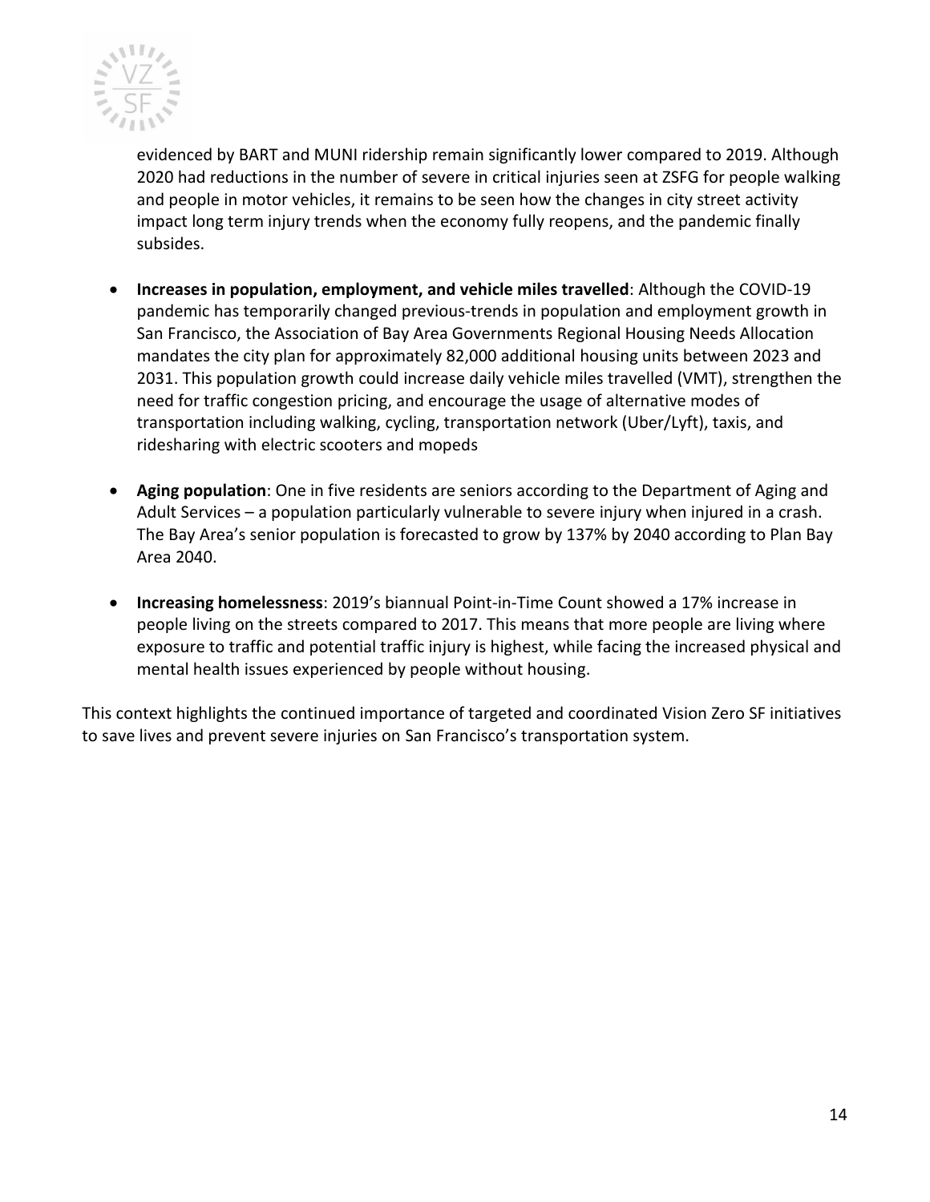evidenced by BART and MUNI ridership remain significantly lower compared to 2019. Although 2020 had reductions in the number of severe in critical injuries seen at ZSFG for people walking and people in motor vehicles, it remains to be seen how the changes in city street activity impact long term injury trends when the economy fully reopens, and the pandemic finally subsides.

- **Increases in population, employment, and vehicle miles travelled**: Although the COVID-19 pandemic has temporarily changed previous-trends in population and employment growth in San Francisco, the Association of Bay Area Governments Regional Housing Needs Allocation mandates the city plan for approximately 82,000 additional housing units between 2023 and 2031. This population growth could increase daily vehicle miles travelled (VMT), strengthen the need for traffic congestion pricing, and encourage the usage of alternative modes of transportation including walking, cycling, transportation network (Uber/Lyft), taxis, and ridesharing with electric scooters and mopeds

- **Aging population**: One in five residents are seniors according to the Department of Aging and Adult Services – a population particularly vulnerable to severe injury when injured in a crash. The Bay Area's senior population is forecasted to grow by 137% by 2040 according to Plan Bay Area 2040.

- **Increasing homelessness**: 2019's biannual Point-in-Time Count showed a 17% increase in people living on the streets compared to 2017. This means that more people are living where exposure to traffic and potential traffic injury is highest, while facing the increased physical and mental health issues experienced by people without housing.

This context highlights the continued importance of targeted and coordinated Vision Zero SF initiatives to save lives and prevent severe injuries on San Francisco's transportation system.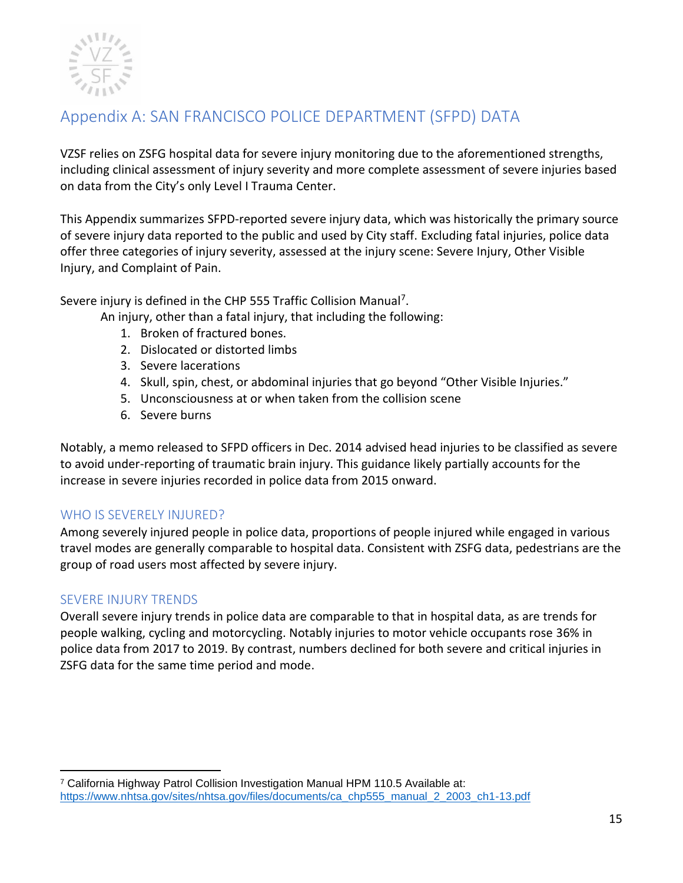## Appendix A: SAN FRANCISCO POLICE DEPARTMENT (SFPD) DATA

VZSF relies on ZSFG hospital data for severe injury monitoring due to the aforementioned strengths, including clinical assessment of injury severity and more complete assessment of severe injuries based on data from the City's only Level I Trauma Center.

This Appendix summarizes SFPD-reported severe injury data, which was historically the primary source of severe injury data reported to the public and used by City staff. Excluding fatal injuries, police data offer three categories of injury severity, assessed at the injury scene: Severe Injury, Other Visible Injury, and Complaint of Pain.

Severe injury is defined in the CHP 555 Traffic Collision Manual[7].

An injury, other than a fatal injury, that including the following:

1. Broken of fractured bones.
2. Dislocated or distorted limbs
3. Severe lacerations
4. Skull, spin, chest, or abdominal injuries that go beyond "Other Visible Injuries."
5. Unconsciousness at or when taken from the collision scene
6. Severe burns

Notably, a memo released to SFPD officers in Dec. 2014 advised head injuries to be classified as severe to avoid under-reporting of traumatic brain injury. This guidance likely partially accounts for the increase in severe injuries recorded in police data from 2015 onward.

### WHO IS SEVERELY INJURED?

Among severely injured people in police data, proportions of people injured while engaged in various travel modes are generally comparable to hospital data. Consistent with ZSFG data, pedestrians are the group of road users most affected by severe injury.

### SEVERE INJURY TRENDS

Overall severe injury trends in police data are comparable to that in hospital data, as are trends for people walking, cycling and motorcycling. Notably injuries to motor vehicle occupants rose 36% in police data from 2017 to 2019. By contrast, numbers declined for both severe and critical injuries in ZSFG data for the same time period and mode.

---

[7] California Highway Patrol Collision Investigation Manual HPM 110.5 Available at: https://www.nhtsa.gov/sites/nhtsa.gov/files/documents/ca_chp555_manual_2_2003_ch1-13.pdf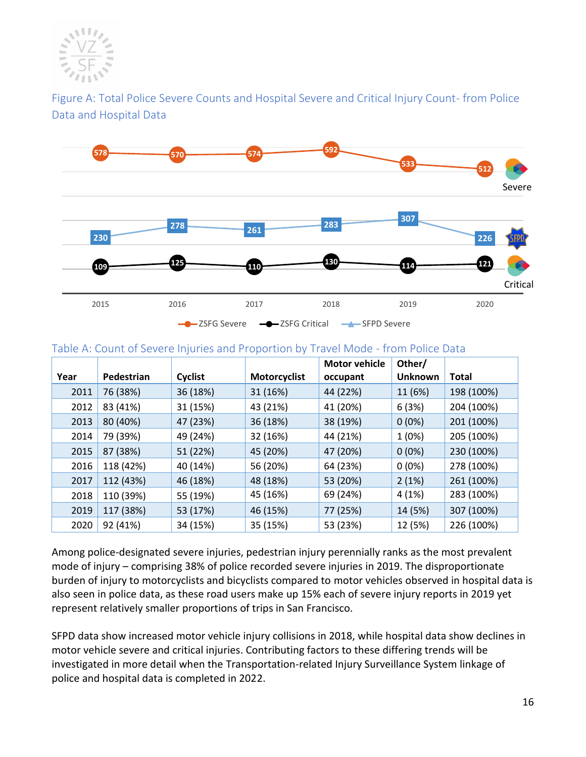Figure A: Total Police Severe Counts and Hospital Severe and Critical Injury Count- from Police Data and Hospital Data

| | 2015 | 2016 | 2017 | 2018 | 2019 | 2020 |
|---|---|---|---|---|---|---|
| ZSFG Severe | 578 | 570 | 574 | 592 | 533 | 512 |
| SFPD Severe | 230 | 278 | 261 | 283 | 307 | 226 |
| ZSFG Critical | 109 | 125 | 110 | 130 | 114 | 121 |

Table A: Count of Severe Injuries and Proportion by Travel Mode - from Police Data

| Year | Pedestrian | Cyclist | Motorcyclist | Motor vehicle occupant | Other/ Unknown | Total |
|---|---|---|---|---|---|---|
| 2011 | 76 (38%) | 36 (18%) | 31 (16%) | 44 (22%) | 11 (6%) | 198 (100%) |
| 2012 | 83 (41%) | 31 (15%) | 43 (21%) | 41 (20%) | 6 (3%) | 204 (100%) |
| 2013 | 80 (40%) | 47 (23%) | 36 (18%) | 38 (19%) | 0 (0%) | 201 (100%) |
| 2014 | 79 (39%) | 49 (24%) | 32 (16%) | 44 (21%) | 1 (0%) | 205 (100%) |
| 2015 | 87 (38%) | 51 (22%) | 45 (20%) | 47 (20%) | 0 (0%) | 230 (100%) |
| 2016 | 118 (42%) | 40 (14%) | 56 (20%) | 64 (23%) | 0 (0%) | 278 (100%) |
| 2017 | 112 (43%) | 46 (18%) | 48 (18%) | 53 (20%) | 2 (1%) | 261 (100%) |
| 2018 | 110 (39%) | 55 (19%) | 45 (16%) | 69 (24%) | 4 (1%) | 283 (100%) |
| 2019 | 117 (38%) | 53 (17%) | 46 (15%) | 77 (25%) | 14 (5%) | 307 (100%) |
| 2020 | 92 (41%) | 34 (15%) | 35 (15%) | 53 (23%) | 12 (5%) | 226 (100%) |

Among police-designated severe injuries, pedestrian injury perennially ranks as the most prevalent mode of injury – comprising 38% of police recorded severe injuries in 2019. The disproportionate burden of injury to motorcyclists and bicyclists compared to motor vehicles observed in hospital data is also seen in police data, as these road users make up 15% each of severe injury reports in 2019 yet represent relatively smaller proportions of trips in San Francisco.

SFPD data show increased motor vehicle injury collisions in 2018, while hospital data show declines in motor vehicle severe and critical injuries. Contributing factors to these differing trends will be investigated in more detail when the Transportation-related Injury Surveillance System linkage of police and hospital data is completed in 2022.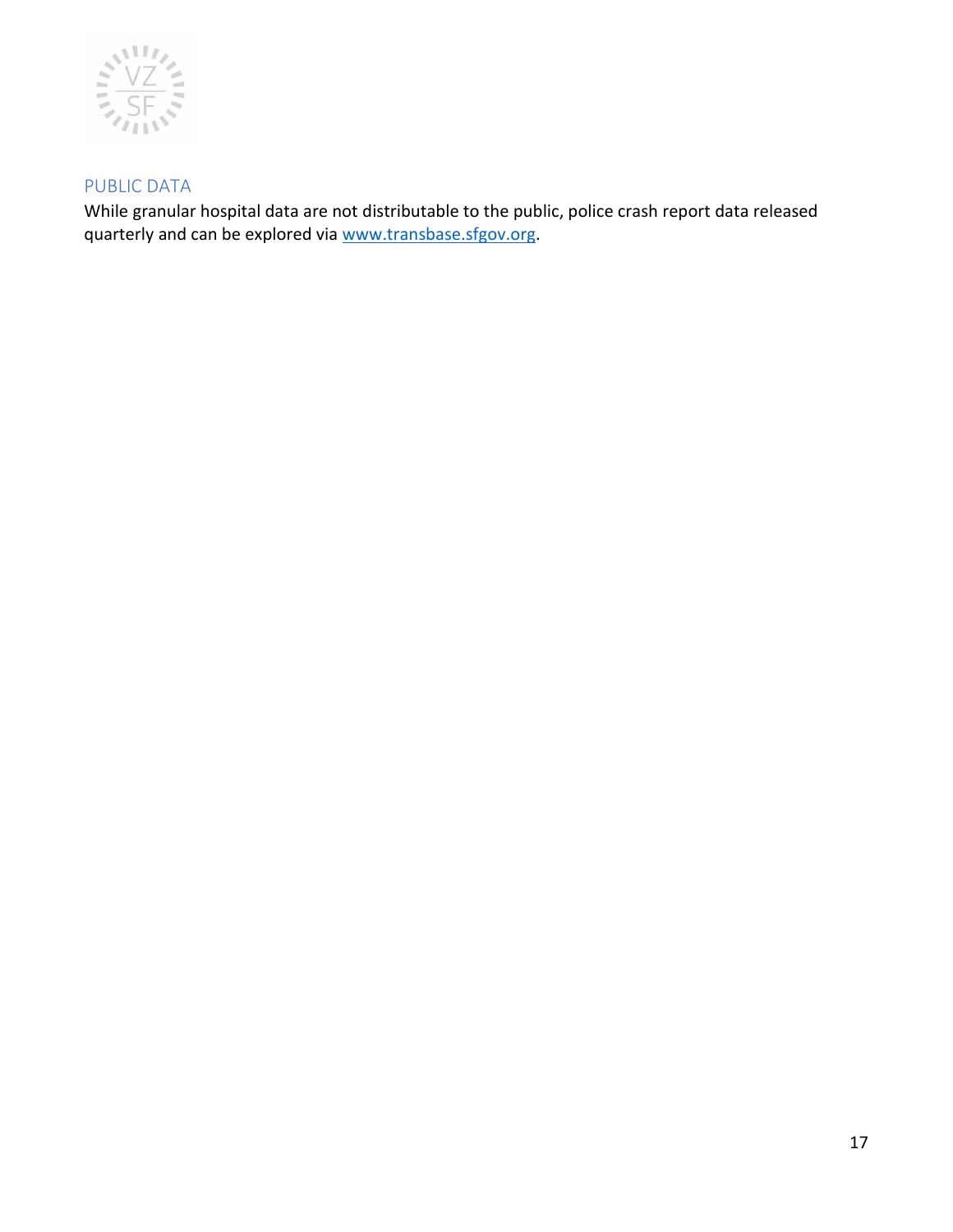## PUBLIC DATA

While granular hospital data are not distributable to the public, police crash report data released quarterly and can be explored via [www.transbase.sfgov.org](http://www.transbase.sfgov.org).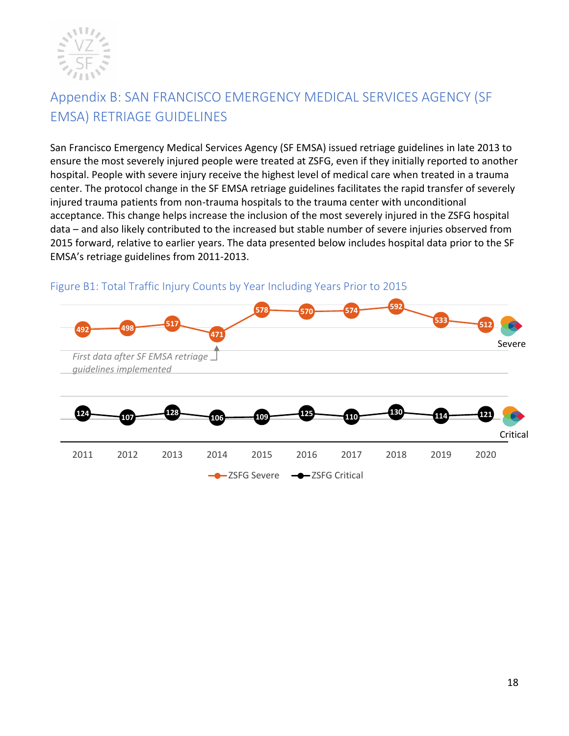# Appendix B: SAN FRANCISCO EMERGENCY MEDICAL SERVICES AGENCY (SF EMSA) RETRIAGE GUIDELINES

San Francisco Emergency Medical Services Agency (SF EMSA) issued retriage guidelines in late 2013 to ensure the most severely injured people were treated at ZSFG, even if they initially reported to another hospital. People with severe injury receive the highest level of medical care when treated in a trauma center. The protocol change in the SF EMSA retriage guidelines facilitates the rapid transfer of severely injured trauma patients from non-trauma hospitals to the trauma center with unconditional acceptance. This change helps increase the inclusion of the most severely injured in the ZSFG hospital data – and also likely contributed to the increased but stable number of severe injuries observed from 2015 forward, relative to earlier years. The data presented below includes hospital data prior to the SF EMSA's retriage guidelines from 2011-2013.

## Figure B1: Total Traffic Injury Counts by Year Including Years Prior to 2015

| | 2011 | 2012 | 2013 | 2014 | 2015 | 2016 | 2017 | 2018 | 2019 | 2020 |
|---|---|---|---|---|---|---|---|---|---|---|
| ZSFG Severe | 492 | 498 | 517 | 471 | 578 | 570 | 574 | 592 | 533 | 512 |
| ZSFG Critical | 124 | 107 | 128 | 106 | 109 | 125 | 110 | 130 | 114 | 121 |

*First data after SF EMSA retriage guidelines implemented* (2014)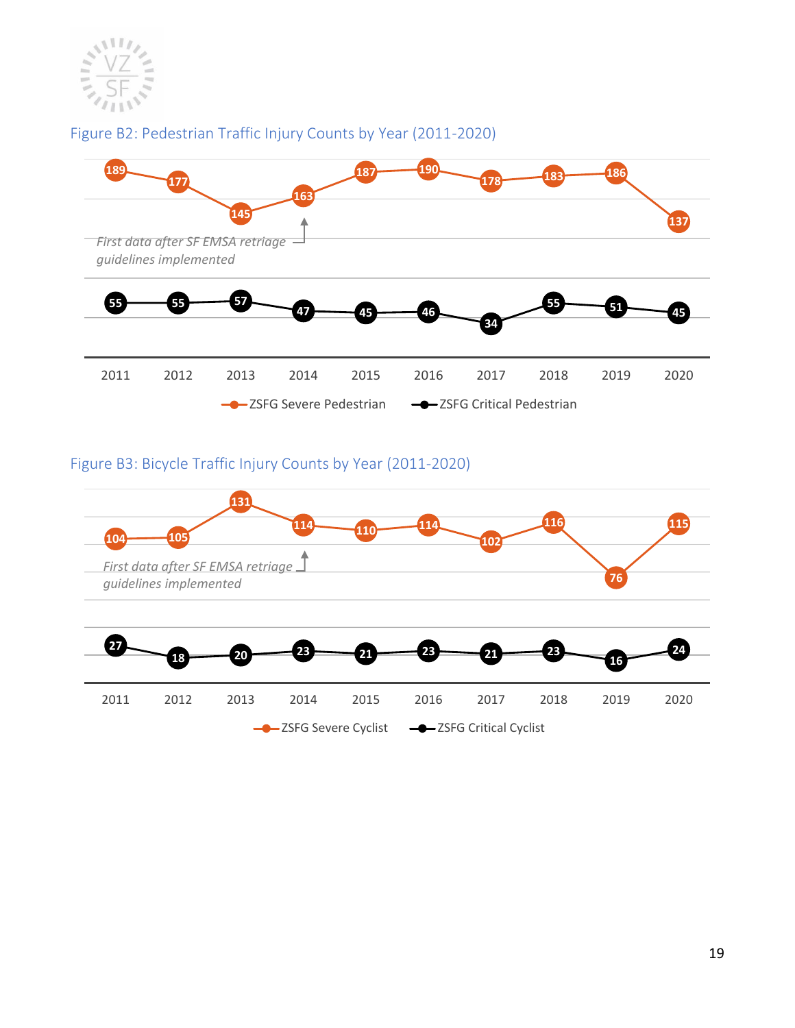Figure B2: Pedestrian Traffic Injury Counts by Year (2011-2020)

| Year | 2011 | 2012 | 2013 | 2014 | 2015 | 2016 | 2017 | 2018 | 2019 | 2020 |
|---|---|---|---|---|---|---|---|---|---|---|
| ZSFG Severe Pedestrian | 189 | 177 | 145 | 163 | 187 | 190 | 178 | 183 | 186 | 137 |
| ZSFG Critical Pedestrian | 55 | 55 | 57 | 47 | 45 | 46 | 34 | 55 | 51 | 45 |

*First data after SF EMSA retriage guidelines implemented* (2014)

Figure B3: Bicycle Traffic Injury Counts by Year (2011-2020)

| Year | 2011 | 2012 | 2013 | 2014 | 2015 | 2016 | 2017 | 2018 | 2019 | 2020 |
|---|---|---|---|---|---|---|---|---|---|---|
| ZSFG Severe Cyclist | 104 | 105 | 131 | 114 | 110 | 114 | 102 | 116 | 76 | 115 |
| ZSFG Critical Cyclist | 27 | 18 | 20 | 23 | 21 | 23 | 21 | 23 | 16 | 24 |

*First data after SF EMSA retriage guidelines implemented* (2014)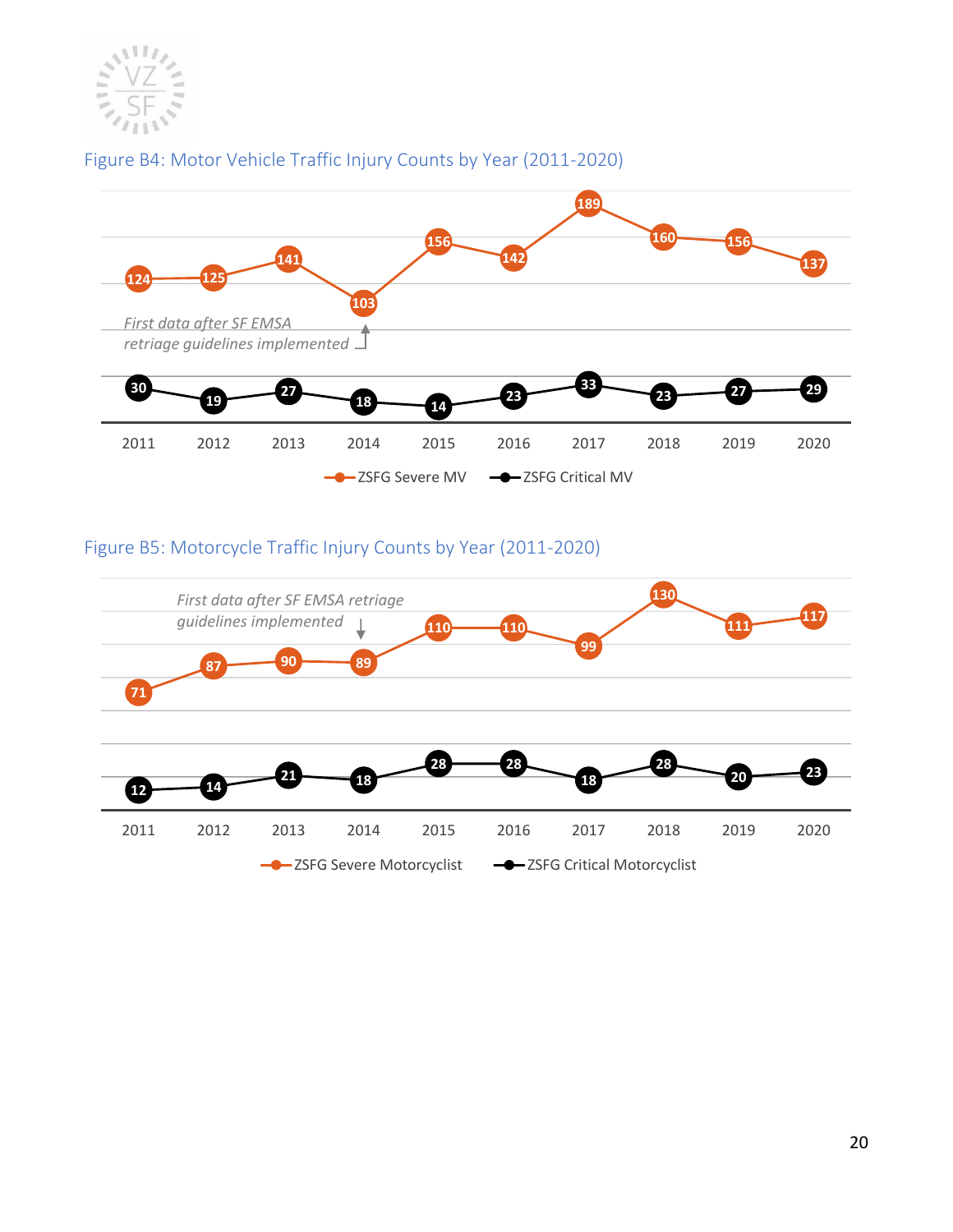Figure B4: Motor Vehicle Traffic Injury Counts by Year (2011-2020)

| Year | ZSFG Severe MV | ZSFG Critical MV |
|---|---|---|
| 2011 | 124 | 30 |
| 2012 | 125 | 19 |
| 2013 | 141 | 27 |
| 2014 | 103 | 18 |
| 2015 | 156 | 14 |
| 2016 | 142 | 23 |
| 2017 | 189 | 33 |
| 2018 | 160 | 23 |
| 2019 | 156 | 27 |
| 2020 | 137 | 29 |

*First data after SF EMSA retriage guidelines implemented* (2014)

Figure B5: Motorcycle Traffic Injury Counts by Year (2011-2020)

| Year | ZSFG Severe Motorcyclist | ZSFG Critical Motorcyclist |
|---|---|---|
| 2011 | 71 | 12 |
| 2012 | 87 | 14 |
| 2013 | 90 | 21 |
| 2014 | 89 | 18 |
| 2015 | 110 | 28 |
| 2016 | 110 | 28 |
| 2017 | 99 | 18 |
| 2018 | 130 | 28 |
| 2019 | 111 | 20 |
| 2020 | 117 | 23 |

*First data after SF EMSA retriage guidelines implemented* (2014)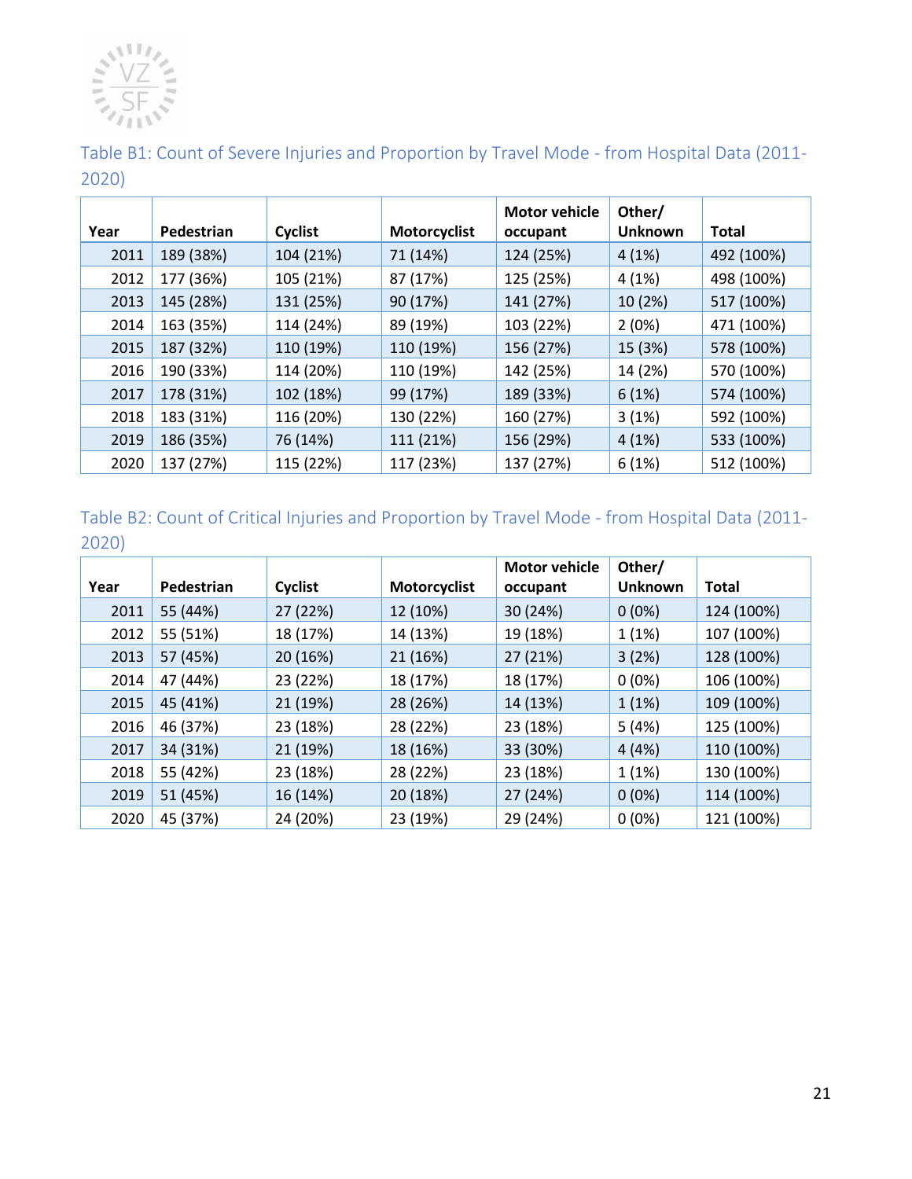Table B1: Count of Severe Injuries and Proportion by Travel Mode - from Hospital Data (2011-2020)

| Year | Pedestrian | Cyclist | Motorcyclist | Motor vehicle occupant | Other/ Unknown | Total |
|---|---|---|---|---|---|---|
| 2011 | 189 (38%) | 104 (21%) | 71 (14%) | 124 (25%) | 4 (1%) | 492 (100%) |
| 2012 | 177 (36%) | 105 (21%) | 87 (17%) | 125 (25%) | 4 (1%) | 498 (100%) |
| 2013 | 145 (28%) | 131 (25%) | 90 (17%) | 141 (27%) | 10 (2%) | 517 (100%) |
| 2014 | 163 (35%) | 114 (24%) | 89 (19%) | 103 (22%) | 2 (0%) | 471 (100%) |
| 2015 | 187 (32%) | 110 (19%) | 110 (19%) | 156 (27%) | 15 (3%) | 578 (100%) |
| 2016 | 190 (33%) | 114 (20%) | 110 (19%) | 142 (25%) | 14 (2%) | 570 (100%) |
| 2017 | 178 (31%) | 102 (18%) | 99 (17%) | 189 (33%) | 6 (1%) | 574 (100%) |
| 2018 | 183 (31%) | 116 (20%) | 130 (22%) | 160 (27%) | 3 (1%) | 592 (100%) |
| 2019 | 186 (35%) | 76 (14%) | 111 (21%) | 156 (29%) | 4 (1%) | 533 (100%) |
| 2020 | 137 (27%) | 115 (22%) | 117 (23%) | 137 (27%) | 6 (1%) | 512 (100%) |

Table B2: Count of Critical Injuries and Proportion by Travel Mode - from Hospital Data (2011-2020)

| Year | Pedestrian | Cyclist | Motorcyclist | Motor vehicle occupant | Other/ Unknown | Total |
|---|---|---|---|---|---|---|
| 2011 | 55 (44%) | 27 (22%) | 12 (10%) | 30 (24%) | 0 (0%) | 124 (100%) |
| 2012 | 55 (51%) | 18 (17%) | 14 (13%) | 19 (18%) | 1 (1%) | 107 (100%) |
| 2013 | 57 (45%) | 20 (16%) | 21 (16%) | 27 (21%) | 3 (2%) | 128 (100%) |
| 2014 | 47 (44%) | 23 (22%) | 18 (17%) | 18 (17%) | 0 (0%) | 106 (100%) |
| 2015 | 45 (41%) | 21 (19%) | 28 (26%) | 14 (13%) | 1 (1%) | 109 (100%) |
| 2016 | 46 (37%) | 23 (18%) | 28 (22%) | 23 (18%) | 5 (4%) | 125 (100%) |
| 2017 | 34 (31%) | 21 (19%) | 18 (16%) | 33 (30%) | 4 (4%) | 110 (100%) |
| 2018 | 55 (42%) | 23 (18%) | 28 (22%) | 23 (18%) | 1 (1%) | 130 (100%) |
| 2019 | 51 (45%) | 16 (14%) | 20 (18%) | 27 (24%) | 0 (0%) | 114 (100%) |
| 2020 | 45 (37%) | 24 (20%) | 23 (19%) | 29 (24%) | 0 (0%) | 121 (100%) |